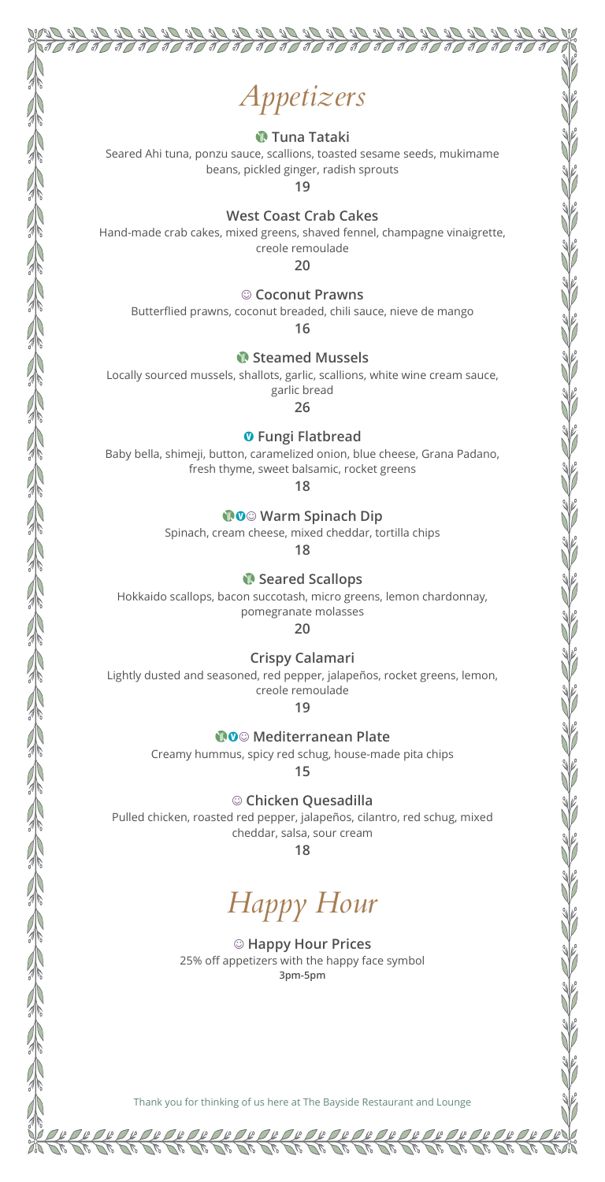# Appetizers

**Tuna Tataki**
Seared Ahi tuna, ponzu sauce, scallions, toasted sesame seeds, mukimame beans, pickled ginger, radish sprouts
**19**

**West Coast Crab Cakes**
Hand-made crab cakes, mixed greens, shaved fennel, champagne vinaigrette, creole remoulade
**20**

☺ **Coconut Prawns**
Butterflied prawns, coconut breaded, chili sauce, nieve de mango
**16**

**Steamed Mussels**
Locally sourced mussels, shallots, garlic, scallions, white wine cream sauce, garlic bread
**26**

**Fungi Flatbread**
Baby bella, shimeji, button, caramelized onion, blue cheese, Grana Padano, fresh thyme, sweet balsamic, rocket greens
**18**

☺ **Warm Spinach Dip**
Spinach, cream cheese, mixed cheddar, tortilla chips
**18**

**Seared Scallops**
Hokkaido scallops, bacon succotash, micro greens, lemon chardonnay, pomegranate molasses
**20**

**Crispy Calamari**
Lightly dusted and seasoned, red pepper, jalapeños, rocket greens, lemon, creole remoulade
**19**

☺ **Mediterranean Plate**
Creamy hummus, spicy red schug, house-made pita chips
**15**

☺ **Chicken Quesadilla**
Pulled chicken, roasted red pepper, jalapeños, cilantro, red schug, mixed cheddar, salsa, sour cream
**18**

# Happy Hour

☺ **Happy Hour Prices**
25% off appetizers with the happy face symbol
**3pm-5pm**

Thank you for thinking of us here at The Bayside Restaurant and Lounge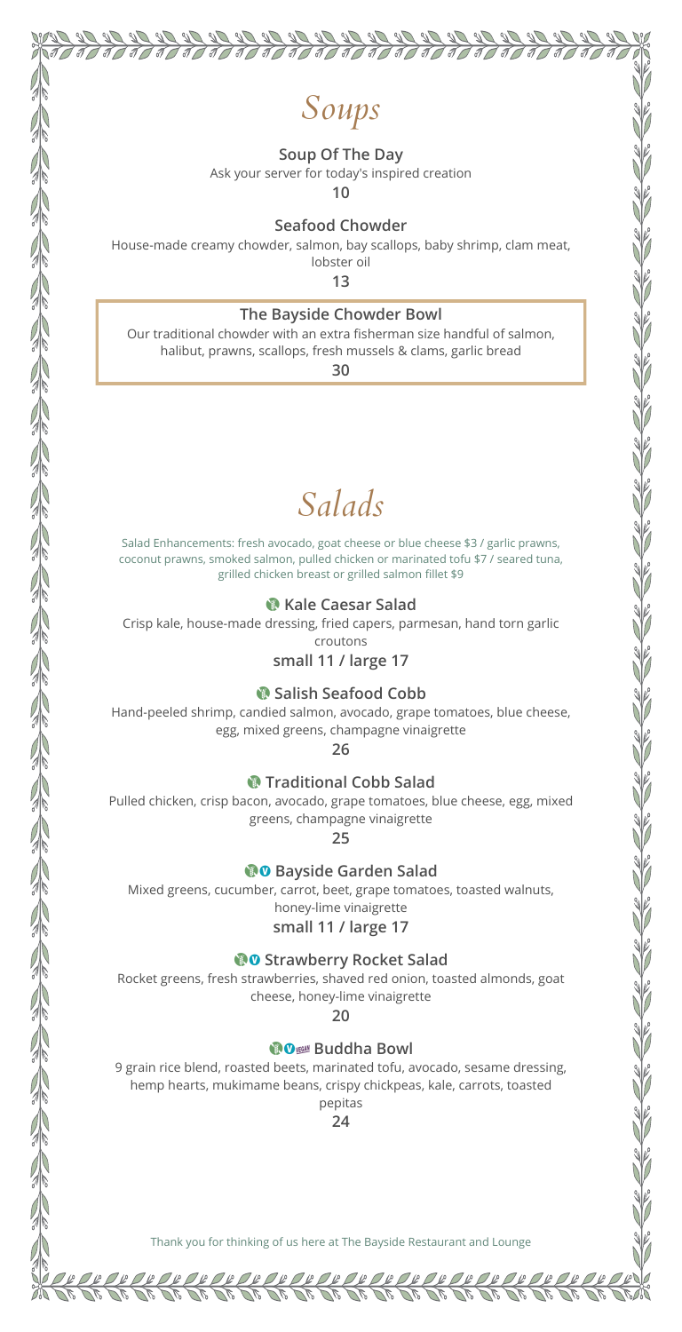# Soups

**Soup Of The Day**
Ask your server for today's inspired creation
**10**

**Seafood Chowder**
House-made creamy chowder, salmon, bay scallops, baby shrimp, clam meat, lobster oil
**13**

**The Bayside Chowder Bowl**
Our traditional chowder with an extra fisherman size handful of salmon, halibut, prawns, scallops, fresh mussels & clams, garlic bread
**30**

# Salads

Salad Enhancements: fresh avocado, goat cheese or blue cheese $3 / garlic prawns, coconut prawns, smoked salmon, pulled chicken or marinated tofu $7 / seared tuna, grilled chicken breast or grilled salmon fillet $9

**Kale Caesar Salad**
Crisp kale, house-made dressing, fried capers, parmesan, hand torn garlic croutons
**small 11 / large 17**

**Salish Seafood Cobb**
Hand-peeled shrimp, candied salmon, avocado, grape tomatoes, blue cheese, egg, mixed greens, champagne vinaigrette
**26**

**Traditional Cobb Salad**
Pulled chicken, crisp bacon, avocado, grape tomatoes, blue cheese, egg, mixed greens, champagne vinaigrette
**25**

**Bayside Garden Salad**
Mixed greens, cucumber, carrot, beet, grape tomatoes, toasted walnuts, honey-lime vinaigrette
**small 11 / large 17**

**Strawberry Rocket Salad**
Rocket greens, fresh strawberries, shaved red onion, toasted almonds, goat cheese, honey-lime vinaigrette
**20**

**VEGAN Buddha Bowl**
9 grain rice blend, roasted beets, marinated tofu, avocado, sesame dressing, hemp hearts, mukimame beans, crispy chickpeas, kale, carrots, toasted pepitas
**24**

Thank you for thinking of us here at The Bayside Restaurant and Lounge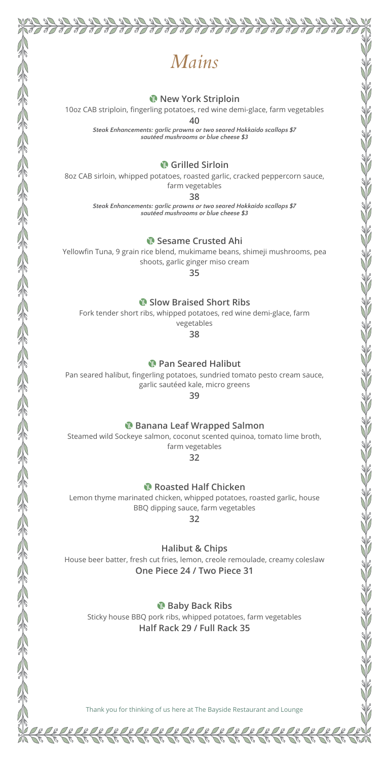# *Mains*

### New York Striploin

10oz CAB striploin, fingerling potatoes, red wine demi-glace, farm vegetables

**40**

***Steak Enhancements: garlic prawns or two seared Hokkaido scallops $7***
***sautéed mushrooms or blue cheese $3***

### Grilled Sirloin

8oz CAB sirloin, whipped potatoes, roasted garlic, cracked peppercorn sauce, farm vegetables

**38**

***Steak Enhancements: garlic prawns or two seared Hokkaido scallops $7***
***sautéed mushrooms or blue cheese $3***

### Sesame Crusted Ahi

Yellowfin Tuna, 9 grain rice blend, mukimame beans, shimeji mushrooms, pea shoots, garlic ginger miso cream

**35**

### Slow Braised Short Ribs

Fork tender short ribs, whipped potatoes, red wine demi-glace, farm vegetables

**38**

### Pan Seared Halibut

Pan seared halibut, fingerling potatoes, sundried tomato pesto cream sauce, garlic sautéed kale, micro greens

**39**

### Banana Leaf Wrapped Salmon

Steamed wild Sockeye salmon, coconut scented quinoa, tomato lime broth, farm vegetables

**32**

### Roasted Half Chicken

Lemon thyme marinated chicken, whipped potatoes, roasted garlic, house BBQ dipping sauce, farm vegetables

**32**

### Halibut & Chips

House beer batter, fresh cut fries, lemon, creole remoulade, creamy coleslaw

**One Piece 24 / Two Piece 31**

### Baby Back Ribs

Sticky house BBQ pork ribs, whipped potatoes, farm vegetables

**Half Rack 29 / Full Rack 35**

Thank you for thinking of us here at The Bayside Restaurant and Lounge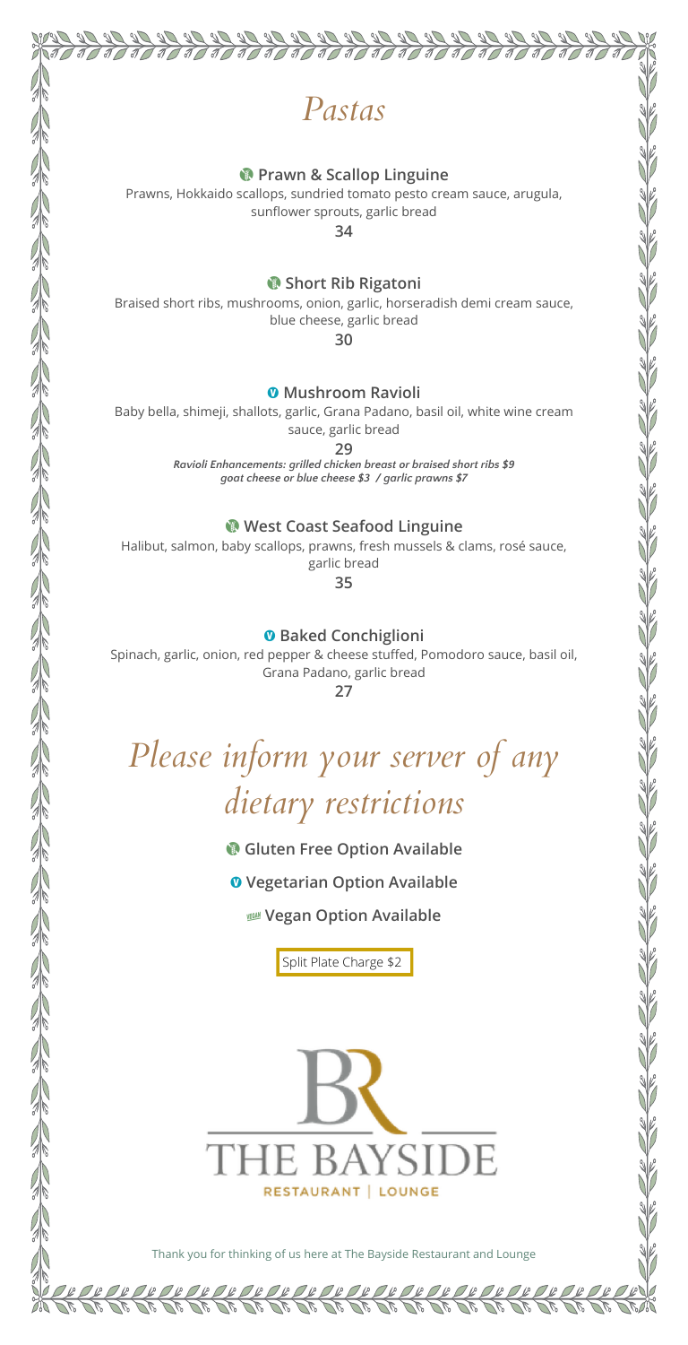# Pastas

**Prawn & Scallop Linguine**
Prawns, Hokkaido scallops, sundried tomato pesto cream sauce, arugula, sunflower sprouts, garlic bread
**34**

**Short Rib Rigatoni**
Braised short ribs, mushrooms, onion, garlic, horseradish demi cream sauce, blue cheese, garlic bread
**30**

**Mushroom Ravioli**
Baby bella, shimeji, shallots, garlic, Grana Padano, basil oil, white wine cream sauce, garlic bread
**29**
***Ravioli Enhancements: grilled chicken breast or braised short ribs $9***
***goat cheese or blue cheese $3 / garlic prawns $7***

**West Coast Seafood Linguine**
Halibut, salmon, baby scallops, prawns, fresh mussels & clams, rosé sauce, garlic bread
**35**

**Baked Conchiglioni**
Spinach, garlic, onion, red pepper & cheese stuffed, Pomodoro sauce, basil oil, Grana Padano, garlic bread
**27**

## *Please inform your server of any dietary restrictions*

**Gluten Free Option Available**

**Vegetarian Option Available**

**Vegan Option Available**

Split Plate Charge $2

THE BAYSIDE
RESTAURANT | LOUNGE

Thank you for thinking of us here at The Bayside Restaurant and Lounge